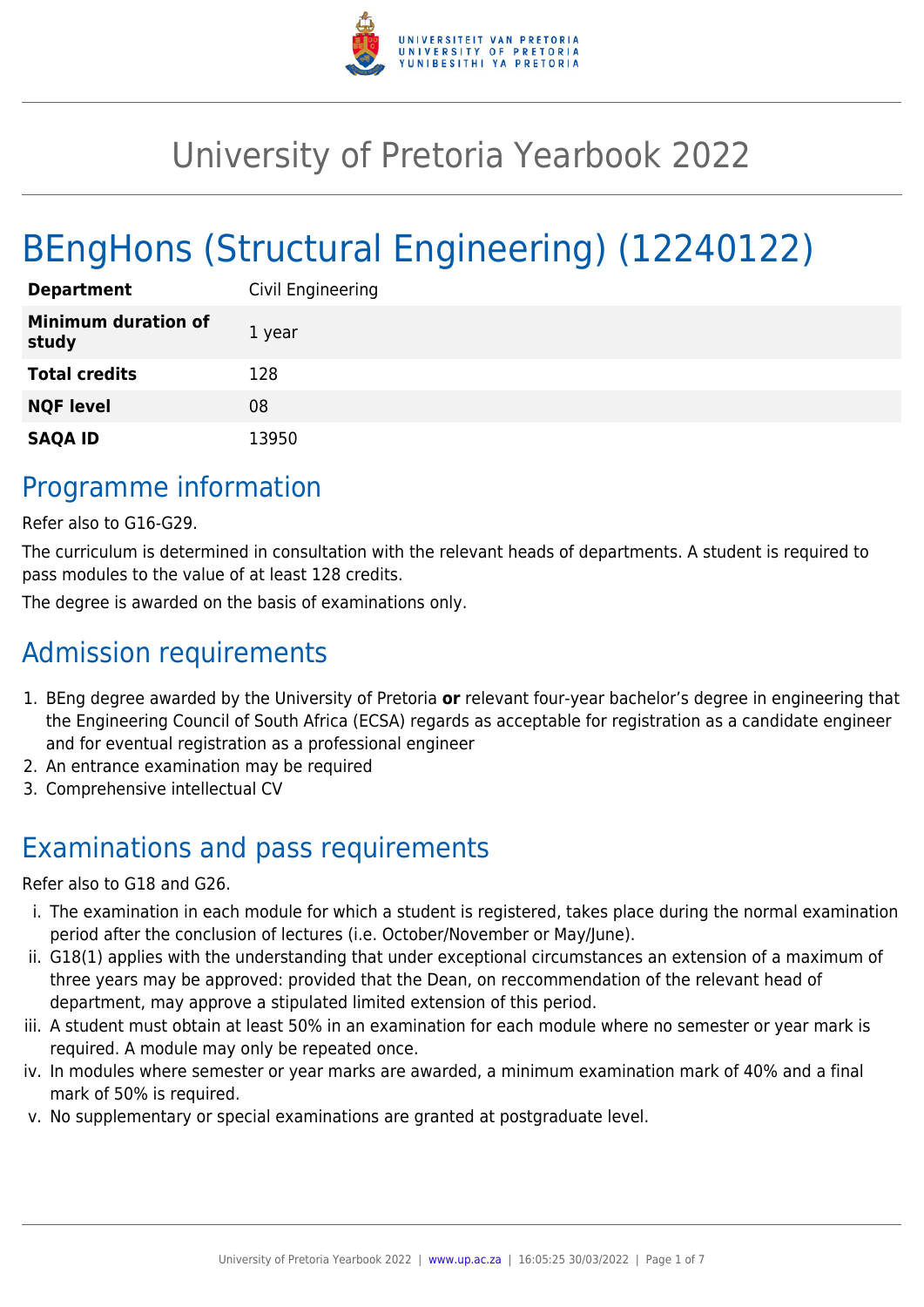# University of Pretoria Yearbook 2022

# BEngHons (Structural Engineering) (12240122)

| | |
|---|---|
| **Department** | Civil Engineering |
| **Minimum duration of study** | 1 year |
| **Total credits** | 128 |
| **NQF level** | 08 |
| **SAQA ID** | 13950 |

## Programme information

Refer also to G16-G29.

The curriculum is determined in consultation with the relevant heads of departments. A student is required to pass modules to the value of at least 128 credits.

The degree is awarded on the basis of examinations only.

## Admission requirements

1. BEng degree awarded by the University of Pretoria **or** relevant four-year bachelor's degree in engineering that the Engineering Council of South Africa (ECSA) regards as acceptable for registration as a candidate engineer and for eventual registration as a professional engineer
2. An entrance examination may be required
3. Comprehensive intellectual CV

## Examinations and pass requirements

Refer also to G18 and G26.

i. The examination in each module for which a student is registered, takes place during the normal examination period after the conclusion of lectures (i.e. October/November or May/June).

ii. G18(1) applies with the understanding that under exceptional circumstances an extension of a maximum of three years may be approved: provided that the Dean, on reccommendation of the relevant head of department, may approve a stipulated limited extension of this period.

iii. A student must obtain at least 50% in an examination for each module where no semester or year mark is required. A module may only be repeated once.

iv. In modules where semester or year marks are awarded, a minimum examination mark of 40% and a final mark of 50% is required.

v. No supplementary or special examinations are granted at postgraduate level.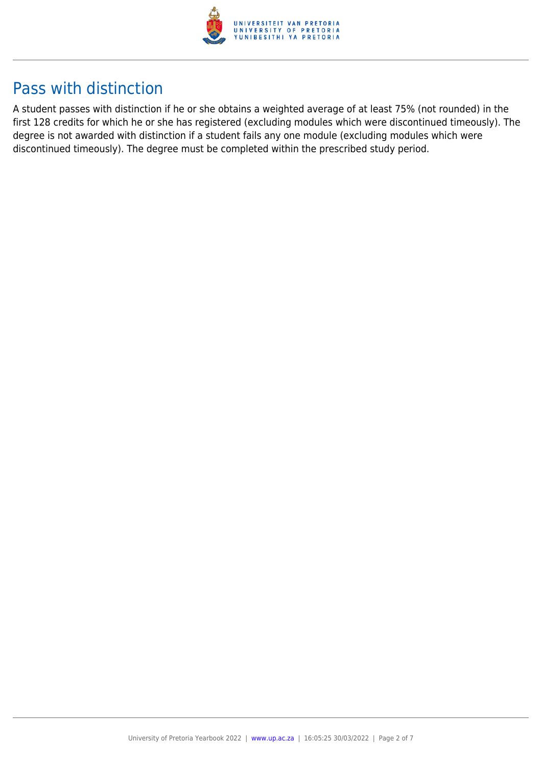## Pass with distinction

A student passes with distinction if he or she obtains a weighted average of at least 75% (not rounded) in the first 128 credits for which he or she has registered (excluding modules which were discontinued timeously). The degree is not awarded with distinction if a student fails any one module (excluding modules which were discontinued timeously). The degree must be completed within the prescribed study period.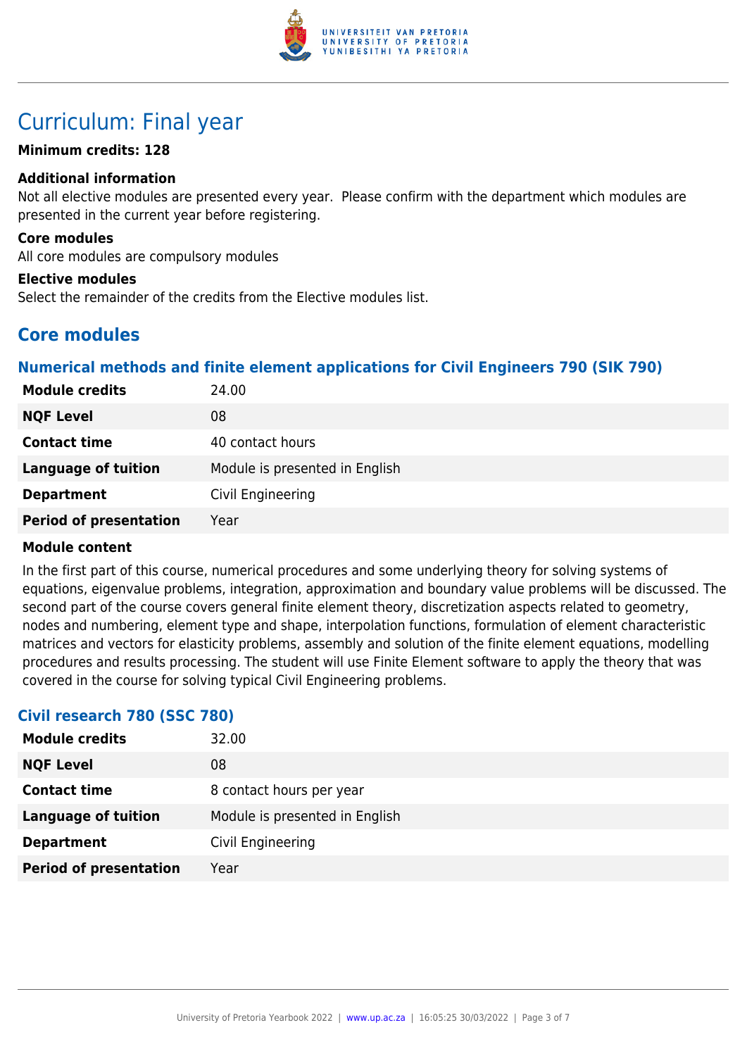# Curriculum: Final year

**Minimum credits: 128**

### Additional information

Not all elective modules are presented every year. Please confirm with the department which modules are presented in the current year before registering.

### Core modules

All core modules are compulsory modules

### Elective modules

Select the remainder of the credits from the Elective modules list.

## Core modules

### Numerical methods and finite element applications for Civil Engineers 790 (SIK 790)

| | |
|---|---|
| **Module credits** | 24.00 |
| **NQF Level** | 08 |
| **Contact time** | 40 contact hours |
| **Language of tuition** | Module is presented in English |
| **Department** | Civil Engineering |
| **Period of presentation** | Year |

**Module content**

In the first part of this course, numerical procedures and some underlying theory for solving systems of equations, eigenvalue problems, integration, approximation and boundary value problems will be discussed. The second part of the course covers general finite element theory, discretization aspects related to geometry, nodes and numbering, element type and shape, interpolation functions, formulation of element characteristic matrices and vectors for elasticity problems, assembly and solution of the finite element equations, modelling procedures and results processing. The student will use Finite Element software to apply the theory that was covered in the course for solving typical Civil Engineering problems.

### Civil research 780 (SSC 780)

| | |
|---|---|
| **Module credits** | 32.00 |
| **NQF Level** | 08 |
| **Contact time** | 8 contact hours per year |
| **Language of tuition** | Module is presented in English |
| **Department** | Civil Engineering |
| **Period of presentation** | Year |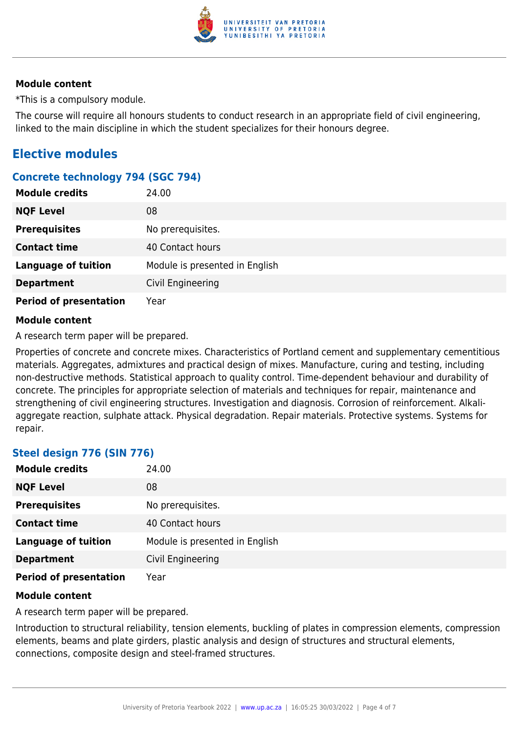#### Module content

*This is a compulsory module.

The course will require all honours students to conduct research in an appropriate field of civil engineering, linked to the main discipline in which the student specializes for their honours degree.

## Elective modules

### Concrete technology 794 (SGC 794)

| | |
|---|---|
| **Module credits** | 24.00 |
| **NQF Level** | 08 |
| **Prerequisites** | No prerequisites. |
| **Contact time** | 40 Contact hours |
| **Language of tuition** | Module is presented in English |
| **Department** | Civil Engineering |
| **Period of presentation** | Year |

#### Module content

A research term paper will be prepared.

Properties of concrete and concrete mixes. Characteristics of Portland cement and supplementary cementitious materials. Aggregates, admixtures and practical design of mixes. Manufacture, curing and testing, including non-destructive methods. Statistical approach to quality control. Time-dependent behaviour and durability of concrete. The principles for appropriate selection of materials and techniques for repair, maintenance and strengthening of civil engineering structures. Investigation and diagnosis. Corrosion of reinforcement. Alkali-aggregate reaction, sulphate attack. Physical degradation. Repair materials. Protective systems. Systems for repair.

### Steel design 776 (SIN 776)

| | |
|---|---|
| **Module credits** | 24.00 |
| **NQF Level** | 08 |
| **Prerequisites** | No prerequisites. |
| **Contact time** | 40 Contact hours |
| **Language of tuition** | Module is presented in English |
| **Department** | Civil Engineering |
| **Period of presentation** | Year |

#### Module content

A research term paper will be prepared.

Introduction to structural reliability, tension elements, buckling of plates in compression elements, compression elements, beams and plate girders, plastic analysis and design of structures and structural elements, connections, composite design and steel-framed structures.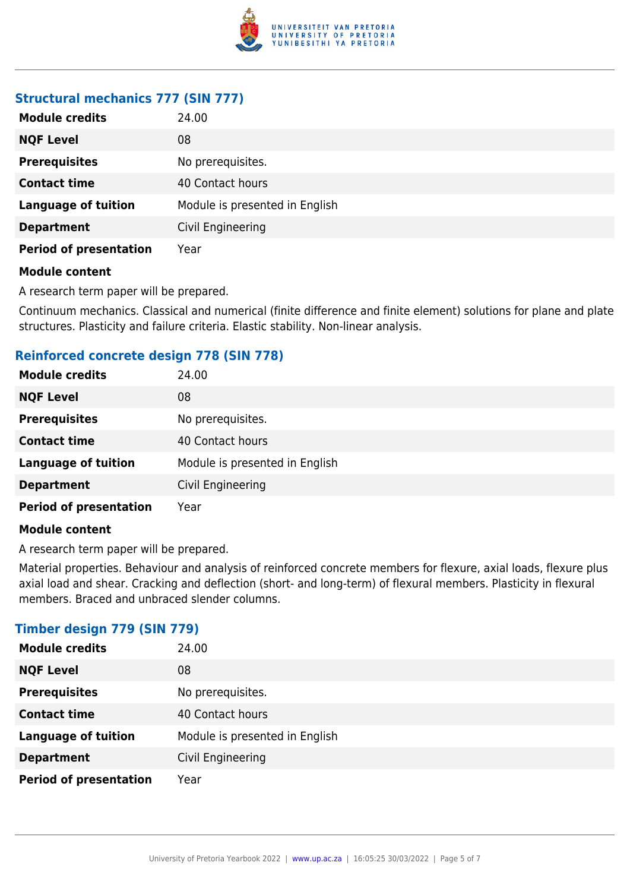### Structural mechanics 777 (SIN 777)

| | |
|---|---|
| **Module credits** | 24.00 |
| **NQF Level** | 08 |
| **Prerequisites** | No prerequisites. |
| **Contact time** | 40 Contact hours |
| **Language of tuition** | Module is presented in English |
| **Department** | Civil Engineering |
| **Period of presentation** | Year |

**Module content**

A research term paper will be prepared.

Continuum mechanics. Classical and numerical (finite difference and finite element) solutions for plane and plate structures. Plasticity and failure criteria. Elastic stability. Non-linear analysis.

### Reinforced concrete design 778 (SIN 778)

| | |
|---|---|
| **Module credits** | 24.00 |
| **NQF Level** | 08 |
| **Prerequisites** | No prerequisites. |
| **Contact time** | 40 Contact hours |
| **Language of tuition** | Module is presented in English |
| **Department** | Civil Engineering |
| **Period of presentation** | Year |

**Module content**

A research term paper will be prepared.

Material properties. Behaviour and analysis of reinforced concrete members for flexure, axial loads, flexure plus axial load and shear. Cracking and deflection (short- and long-term) of flexural members. Plasticity in flexural members. Braced and unbraced slender columns.

### Timber design 779 (SIN 779)

| | |
|---|---|
| **Module credits** | 24.00 |
| **NQF Level** | 08 |
| **Prerequisites** | No prerequisites. |
| **Contact time** | 40 Contact hours |
| **Language of tuition** | Module is presented in English |
| **Department** | Civil Engineering |
| **Period of presentation** | Year |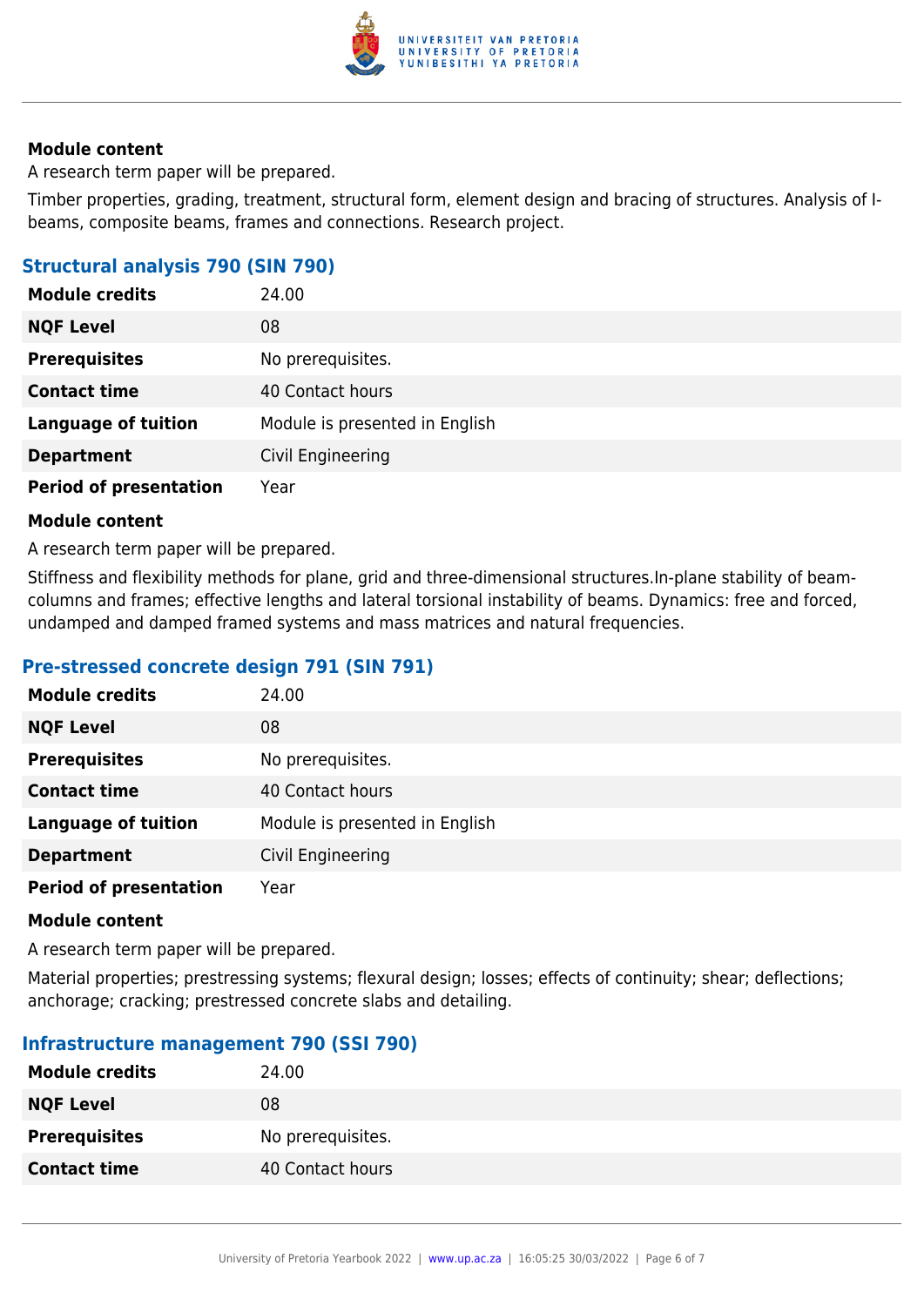#### Module content

A research term paper will be prepared.

Timber properties, grading, treatment, structural form, element design and bracing of structures. Analysis of I-beams, composite beams, frames and connections. Research project.

### Structural analysis 790 (SIN 790)

| | |
|---|---|
| **Module credits** | 24.00 |
| **NQF Level** | 08 |
| **Prerequisites** | No prerequisites. |
| **Contact time** | 40 Contact hours |
| **Language of tuition** | Module is presented in English |
| **Department** | Civil Engineering |
| **Period of presentation** | Year |

#### Module content

A research term paper will be prepared.

Stiffness and flexibility methods for plane, grid and three-dimensional structures.In-plane stability of beam-columns and frames; effective lengths and lateral torsional instability of beams. Dynamics: free and forced, undamped and damped framed systems and mass matrices and natural frequencies.

### Pre-stressed concrete design 791 (SIN 791)

| | |
|---|---|
| **Module credits** | 24.00 |
| **NQF Level** | 08 |
| **Prerequisites** | No prerequisites. |
| **Contact time** | 40 Contact hours |
| **Language of tuition** | Module is presented in English |
| **Department** | Civil Engineering |
| **Period of presentation** | Year |

#### Module content

A research term paper will be prepared.

Material properties; prestressing systems; flexural design; losses; effects of continuity; shear; deflections; anchorage; cracking; prestressed concrete slabs and detailing.

### Infrastructure management 790 (SSI 790)

| | |
|---|---|
| **Module credits** | 24.00 |
| **NQF Level** | 08 |
| **Prerequisites** | No prerequisites. |
| **Contact time** | 40 Contact hours |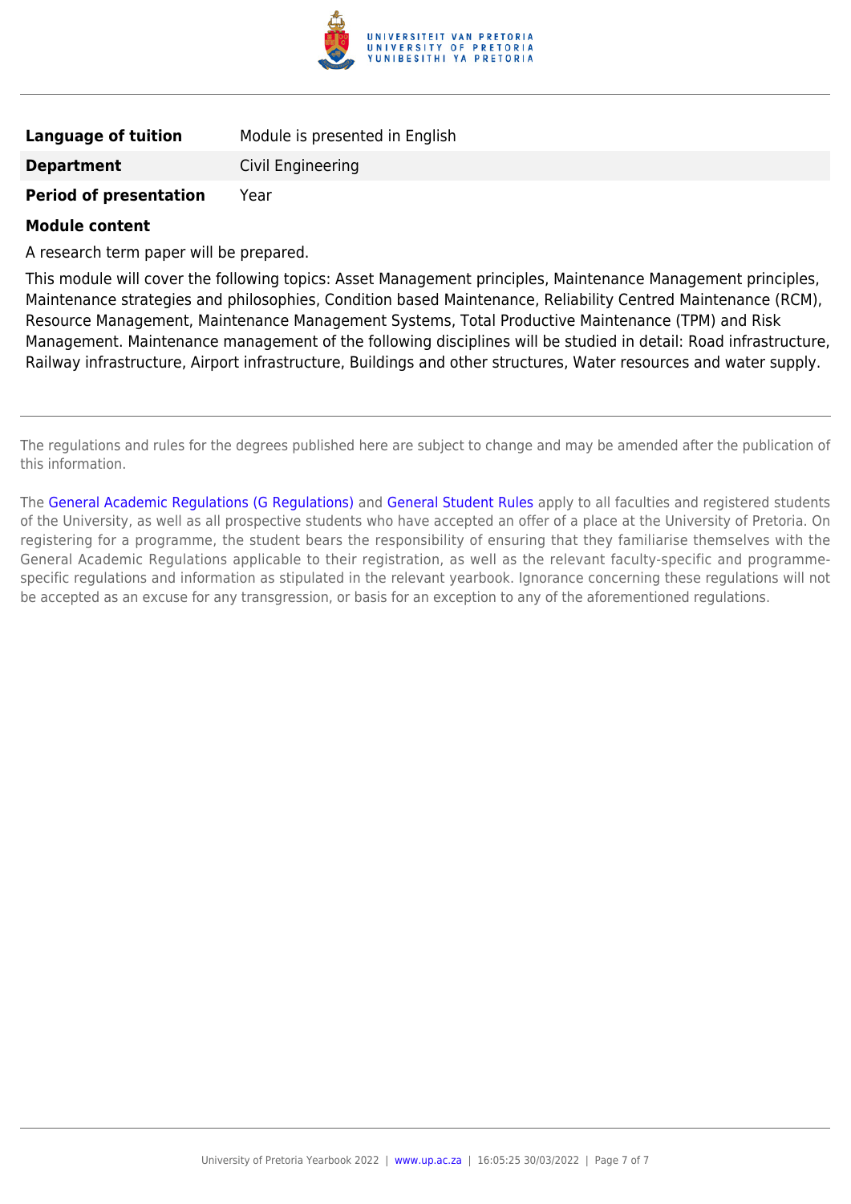| | |
|---|---|
| **Language of tuition** | Module is presented in English |
| **Department** | Civil Engineering |
| **Period of presentation** | Year |

**Module content**

A research term paper will be prepared.

This module will cover the following topics: Asset Management principles, Maintenance Management principles, Maintenance strategies and philosophies, Condition based Maintenance, Reliability Centred Maintenance (RCM), Resource Management, Maintenance Management Systems, Total Productive Maintenance (TPM) and Risk Management. Maintenance management of the following disciplines will be studied in detail: Road infrastructure, Railway infrastructure, Airport infrastructure, Buildings and other structures, Water resources and water supply.

---

The regulations and rules for the degrees published here are subject to change and may be amended after the publication of this information.

The General Academic Regulations (G Regulations) and General Student Rules apply to all faculties and registered students of the University, as well as all prospective students who have accepted an offer of a place at the University of Pretoria. On registering for a programme, the student bears the responsibility of ensuring that they familiarise themselves with the General Academic Regulations applicable to their registration, as well as the relevant faculty-specific and programme-specific regulations and information as stipulated in the relevant yearbook. Ignorance concerning these regulations will not be accepted as an excuse for any transgression, or basis for an exception to any of the aforementioned regulations.